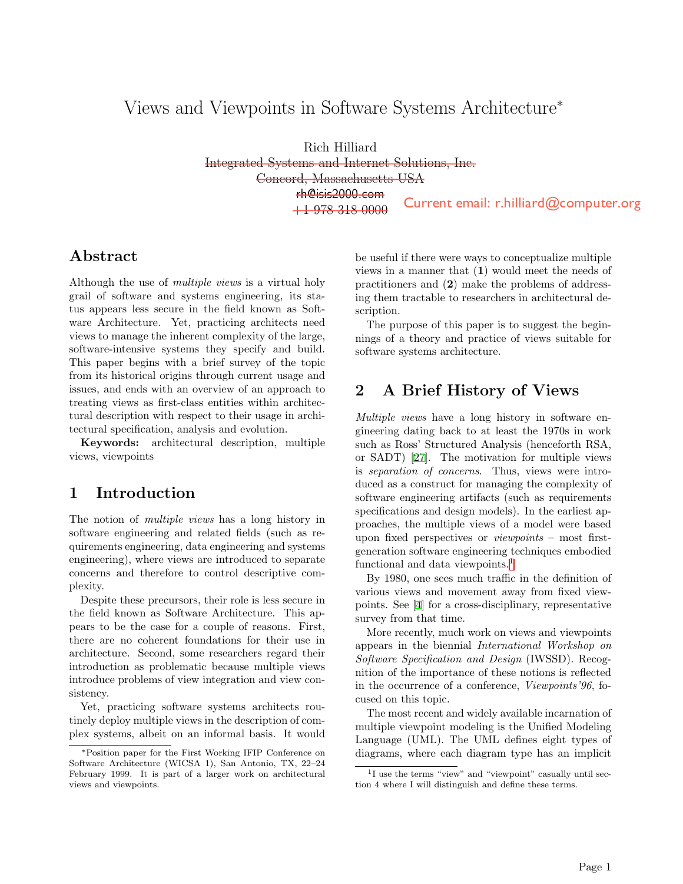# Views and Viewpoints in Software Systems Architecture*

Rich Hilliard

~~Integrated Systems and Internet Solutions, Inc.~~

~~Concord, Massachusetts USA~~

~~rh@isis2000.com~~

~~+1 978 318 0000~~

Current email: r.hilliard@computer.org

## Abstract

Although the use of *multiple views* is a virtual holy grail of software and systems engineering, its status appears less secure in the field known as Software Architecture. Yet, practicing architects need views to manage the inherent complexity of the large, software-intensive systems they specify and build. This paper begins with a brief survey of the topic from its historical origins through current usage and issues, and ends with an overview of an approach to treating views as first-class entities within architectural description with respect to their usage in architectural specification, analysis and evolution.

**Keywords:** architectural description, multiple views, viewpoints

## 1 Introduction

The notion of *multiple views* has a long history in software engineering and related fields (such as requirements engineering, data engineering and systems engineering), where views are introduced to separate concerns and therefore to control descriptive complexity.

Despite these precursors, their role is less secure in the field known as Software Architecture. This appears to be the case for a couple of reasons. First, there are no coherent foundations for their use in architecture. Second, some researchers regard their introduction as problematic because multiple views introduce problems of view integration and view consistency.

Yet, practicing software systems architects routinely deploy multiple views in the description of complex systems, albeit on an informal basis. It would be useful if there were ways to conceptualize multiple views in a manner that (**1**) would meet the needs of practitioners and (**2**) make the problems of addressing them tractable to researchers in architectural description.

The purpose of this paper is to suggest the beginnings of a theory and practice of views suitable for software systems architecture.

## 2 A Brief History of Views

*Multiple views* have a long history in software engineering dating back to at least the 1970s in work such as Ross' Structured Analysis (henceforth RSA, or SADT) [27]. The motivation for multiple views is *separation of concerns*. Thus, views were introduced as a construct for managing the complexity of software engineering artifacts (such as requirements specifications and design models). In the earliest approaches, the multiple views of a model were based upon fixed perspectives or *viewpoints* – most first-generation software engineering techniques embodied functional and data viewpoints.[1]

By 1980, one sees much traffic in the definition of various views and movement away from fixed viewpoints. See [4] for a cross-disciplinary, representative survey from that time.

More recently, much work on views and viewpoints appears in the biennial *International Workshop on Software Specification and Design* (IWSSD). Recognition of the importance of these notions is reflected in the occurrence of a conference, *Viewpoints'96*, focused on this topic.

The most recent and widely available incarnation of multiple viewpoint modeling is the Unified Modeling Language (UML). The UML defines eight types of diagrams, where each diagram type has an implicit

---

*Position paper for the First Working IFIP Conference on Software Architecture (WICSA 1), San Antonio, TX, 22–24 February 1999. It is part of a larger work on architectural views and viewpoints.

[1] I use the terms "view" and "viewpoint" casually until section 4 where I will distinguish and define these terms.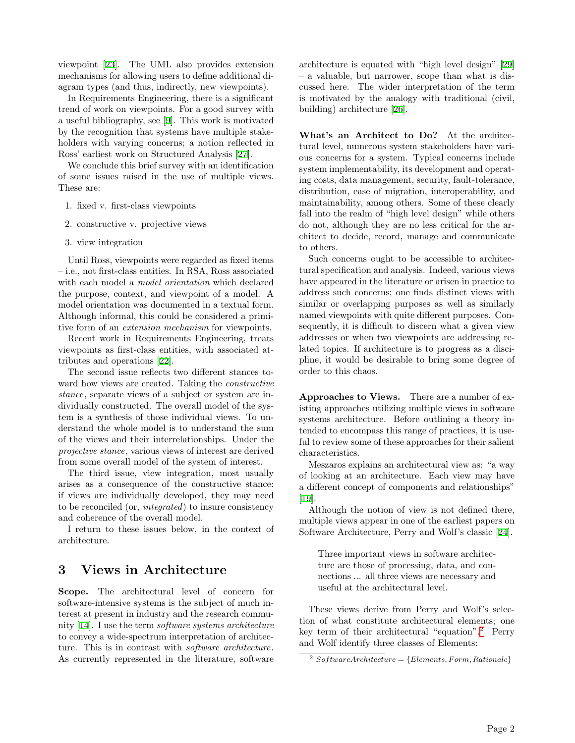viewpoint [23]. The UML also provides extension mechanisms for allowing users to define additional diagram types (and thus, indirectly, new viewpoints).

In Requirements Engineering, there is a significant trend of work on viewpoints. For a good survey with a useful bibliography, see [9]. This work is motivated by the recognition that systems have multiple stakeholders with varying concerns; a notion reflected in Ross' earliest work on Structured Analysis [27].

We conclude this brief survey with an identification of some issues raised in the use of multiple views. These are:

1. fixed v. first-class viewpoints
2. constructive v. projective views
3. view integration

Until Ross, viewpoints were regarded as fixed items – i.e., not first-class entities. In RSA, Ross associated with each model a *model orientation* which declared the purpose, context, and viewpoint of a model. A model orientation was documented in a textual form. Although informal, this could be considered a primitive form of an *extension mechanism* for viewpoints.

Recent work in Requirements Engineering, treats viewpoints as first-class entities, with associated attributes and operations [22].

The second issue reflects two different stances toward how views are created. Taking the *constructive stance*, separate views of a subject or system are individually constructed. The overall model of the system is a synthesis of those individual views. To understand the whole model is to understand the sum of the views and their interrelationships. Under the *projective stance*, various views of interest are derived from some overall model of the system of interest.

The third issue, view integration, most usually arises as a consequence of the constructive stance: if views are individually developed, they may need to be reconciled (or, *integrated*) to insure consistency and coherence of the overall model.

I return to these issues below, in the context of architecture.

## 3 Views in Architecture

**Scope.** The architectural level of concern for software-intensive systems is the subject of much interest at present in industry and the research community [14]. I use the term *software systems architecture* to convey a wide-spectrum interpretation of architecture. This is in contrast with *software architecture*. As currently represented in the literature, software architecture is equated with "high level design" [29] – a valuable, but narrower, scope than what is discussed here. The wider interpretation of the term is motivated by the analogy with traditional (civil, building) architecture [26].

**What's an Architect to Do?** At the architectural level, numerous system stakeholders have various concerns for a system. Typical concerns include system implementability, its development and operating costs, data management, security, fault-tolerance, distribution, ease of migration, interoperability, and maintainability, among others. Some of these clearly fall into the realm of "high level design" while others do not, although they are no less critical for the architect to decide, record, manage and communicate to others.

Such concerns ought to be accessible to architectural specification and analysis. Indeed, various views have appeared in the literature or arisen in practice to address such concerns; one finds distinct views with similar or overlapping purposes as well as similarly named viewpoints with quite different purposes. Consequently, it is difficult to discern what a given view addresses or when two viewpoints are addressing related topics. If architecture is to progress as a discipline, it would be desirable to bring some degree of order to this chaos.

**Approaches to Views.** There are a number of existing approaches utilizing multiple views in software systems architecture. Before outlining a theory intended to encompass this range of practices, it is useful to review some of these approaches for their salient characteristics.

Meszaros explains an architectural view as: "a way of looking at an architecture. Each view may have a different concept of components and relationships" [19].

Although the notion of view is not defined there, multiple views appear in one of the earliest papers on Software Architecture, Perry and Wolf's classic [24].

> Three important views in software architecture are those of processing, data, and connections ... all three views are necessary and useful at the architectural level.

These views derive from Perry and Wolf's selection of what constitute architectural elements; one key term of their architectural "equation".[2] Perry and Wolf identify three classes of Elements:

[2] $SoftwareArchitecture = \{Elements, Form, Rationale\}$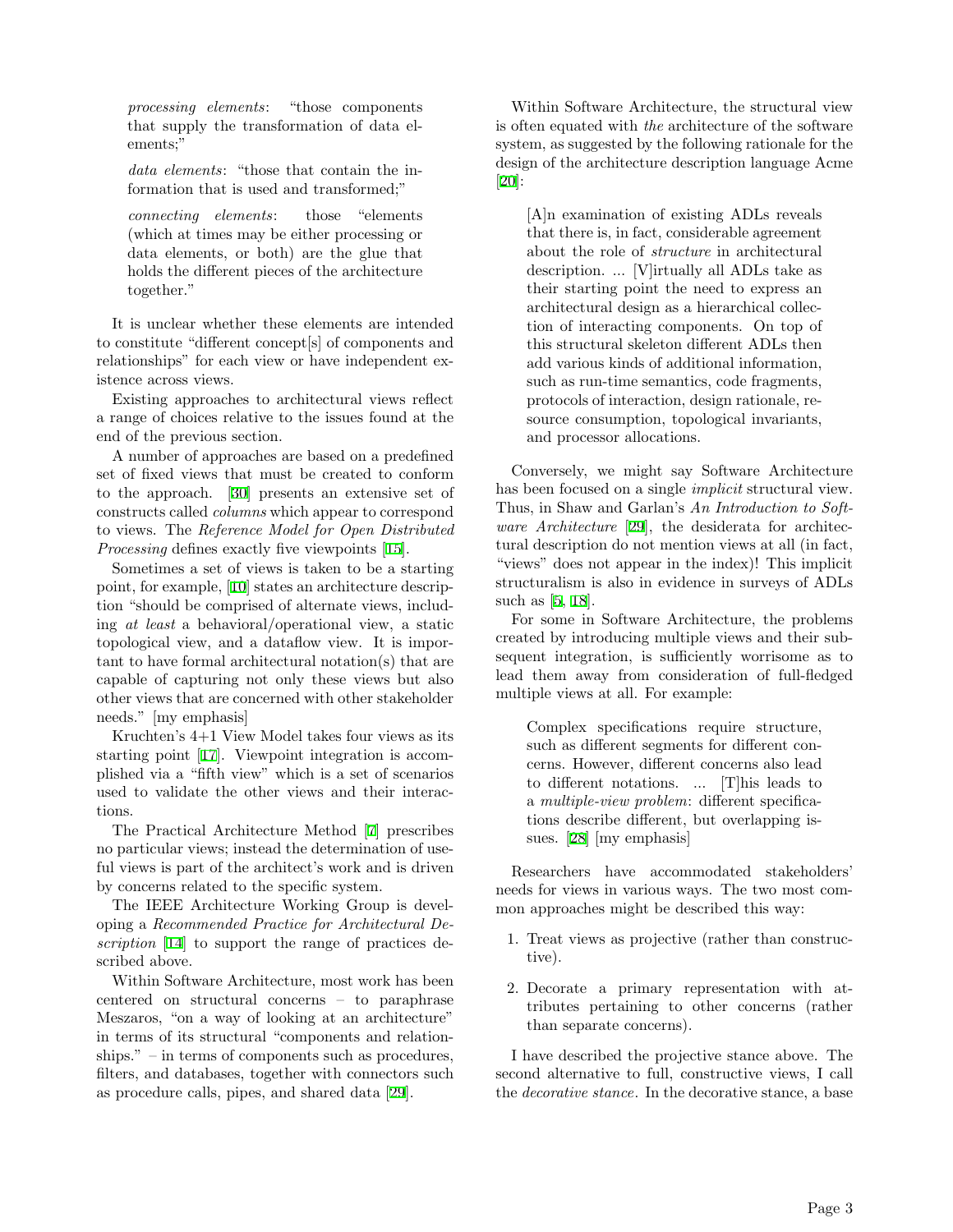*processing elements*: "those components that supply the transformation of data elements;"

*data elements*: "those that contain the information that is used and transformed;"

*connecting elements*: those "elements (which at times may be either processing or data elements, or both) are the glue that holds the different pieces of the architecture together."

It is unclear whether these elements are intended to constitute "different concept[s] of components and relationships" for each view or have independent existence across views.

Existing approaches to architectural views reflect a range of choices relative to the issues found at the end of the previous section.

A number of approaches are based on a predefined set of fixed views that must be created to conform to the approach. [30] presents an extensive set of constructs called *columns* which appear to correspond to views. The *Reference Model for Open Distributed Processing* defines exactly five viewpoints [15].

Sometimes a set of views is taken to be a starting point, for example, [10] states an architecture description "should be comprised of alternate views, including *at least* a behavioral/operational view, a static topological view, and a dataflow view. It is important to have formal architectural notation(s) that are capable of capturing not only these views but also other views that are concerned with other stakeholder needs." [my emphasis]

Kruchten's 4+1 View Model takes four views as its starting point [17]. Viewpoint integration is accomplished via a "fifth view" which is a set of scenarios used to validate the other views and their interactions.

The Practical Architecture Method [7] prescribes no particular views; instead the determination of useful views is part of the architect's work and is driven by concerns related to the specific system.

The IEEE Architecture Working Group is developing a *Recommended Practice for Architectural Description* [14] to support the range of practices described above.

Within Software Architecture, most work has been centered on structural concerns – to paraphrase Meszaros, "on a way of looking at an architecture" in terms of its structural "components and relationships." – in terms of components such as procedures, filters, and databases, together with connectors such as procedure calls, pipes, and shared data [29].

Within Software Architecture, the structural view is often equated with *the* architecture of the software system, as suggested by the following rationale for the design of the architecture description language Acme [20]:

> [A]n examination of existing ADLs reveals that there is, in fact, considerable agreement about the role of *structure* in architectural description. ... [V]irtually all ADLs take as their starting point the need to express an architectural design as a hierarchical collection of interacting components. On top of this structural skeleton different ADLs then add various kinds of additional information, such as run-time semantics, code fragments, protocols of interaction, design rationale, resource consumption, topological invariants, and processor allocations.

Conversely, we might say Software Architecture has been focused on a single *implicit* structural view. Thus, in Shaw and Garlan's *An Introduction to Software Architecture* [29], the desiderata for architectural description do not mention views at all (in fact, "views" does not appear in the index)! This implicit structuralism is also in evidence in surveys of ADLs such as [5, 18].

For some in Software Architecture, the problems created by introducing multiple views and their subsequent integration, is sufficiently worrisome as to lead them away from consideration of full-fledged multiple views at all. For example:

> Complex specifications require structure, such as different segments for different concerns. However, different concerns also lead to different notations. ... [T]his leads to a *multiple-view problem*: different specifications describe different, but overlapping issues. [28] [my emphasis]

Researchers have accommodated stakeholders' needs for views in various ways. The two most common approaches might be described this way:

1. Treat views as projective (rather than constructive).
2. Decorate a primary representation with attributes pertaining to other concerns (rather than separate concerns).

I have described the projective stance above. The second alternative to full, constructive views, I call the *decorative stance*. In the decorative stance, a base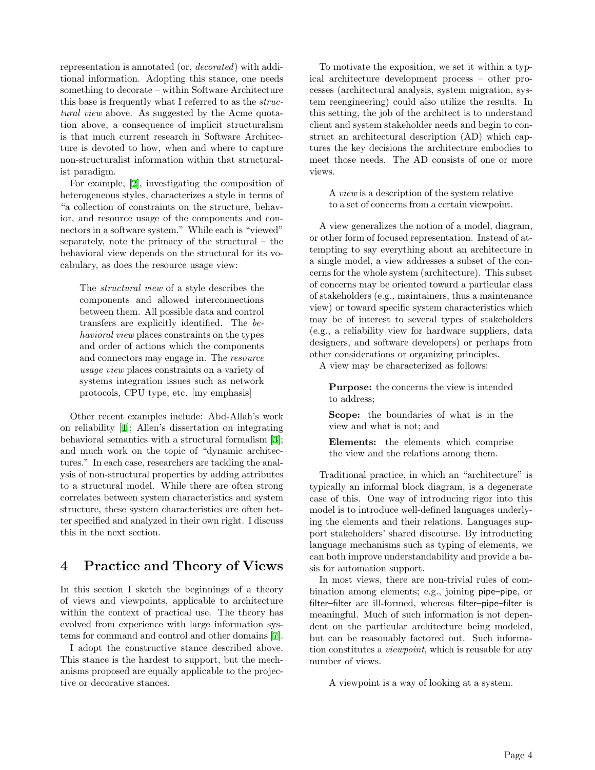representation is annotated (or, *decorated*) with additional information. Adopting this stance, one needs something to decorate – within Software Architecture this base is frequently what I referred to as the *structural view* above. As suggested by the Acme quotation above, a consequence of implicit structuralism is that much current research in Software Architecture is devoted to how, when and where to capture non-structuralist information within that structuralist paradigm.

For example, [2], investigating the composition of heterogeneous styles, characterizes a style in terms of "a collection of constraints on the structure, behavior, and resource usage of the components and connectors in a software system." While each is "viewed" separately, note the primacy of the structural – the behavioral view depends on the structural for its vocabulary, as does the resource usage view:

> The *structural view* of a style describes the components and allowed interconnections between them. All possible data and control transfers are explicitly identified. The *behavioral view* places constraints on the types and order of actions which the components and connectors may engage in. The *resource usage view* places constraints on a variety of systems integration issues such as network protocols, CPU type, etc. [my emphasis]

Other recent examples include: Abd-Allah's work on reliability [1]; Allen's dissertation on integrating behavioral semantics with a structural formalism [3]; and much work on the topic of "dynamic architectures." In each case, researchers are tackling the analysis of non-structural properties by adding attributes to a structural model. While there are often strong correlates between system characteristics and system structure, these system characteristics are often better specified and analyzed in their own right. I discuss this in the next section.

## 4 Practice and Theory of Views

In this section I sketch the beginnings of a theory of views and viewpoints, applicable to architecture within the context of practical use. The theory has evolved from experience with large information systems for command and control and other domains [7].

I adopt the constructive stance described above. This stance is the hardest to support, but the mechanisms proposed are equally applicable to the projective or decorative stances.

To motivate the exposition, we set it within a typical architecture development process – other processes (architectural analysis, system migration, system reengineering) could also utilize the results. In this setting, the job of the architect is to understand client and system stakeholder needs and begin to construct an architectural description (AD) which captures the key decisions the architecture embodies to meet those needs. The AD consists of one or more views.

> A *view* is a description of the system relative to a set of concerns from a certain viewpoint.

A view generalizes the notion of a model, diagram, or other form of focused representation. Instead of attempting to say everything about an architecture in a single model, a view addresses a subset of the concerns for the whole system (architecture). This subset of concerns may be oriented toward a particular class of stakeholders (e.g., maintainers, thus a maintenance view) or toward specific system characteristics which may be of interest to several types of stakeholders (e.g., a reliability view for hardware suppliers, data designers, and software developers) or perhaps from other considerations or organizing principles.

A view may be characterized as follows:

> **Purpose:** the concerns the view is intended to address;
>
> **Scope:** the boundaries of what is in the view and what is not; and
>
> **Elements:** the elements which comprise the view and the relations among them.

Traditional practice, in which an "architecture" is typically an informal block diagram, is a degenerate case of this. One way of introducing rigor into this model is to introduce well-defined languages underlying the elements and their relations. Languages support stakeholders' shared discourse. By introducting language mechanisms such as typing of elements, we can both improve understandability and provide a basis for automation support.

In most views, there are non-trivial rules of combination among elements; e.g., joining pipe–pipe, or filter–filter are ill-formed, whereas filter–pipe–filter is meaningful. Much of such information is not dependent on the particular architecture being modeled, but can be reasonably factored out. Such information constitutes a *viewpoint*, which is reusable for any number of views.

> A viewpoint is a way of looking at a system.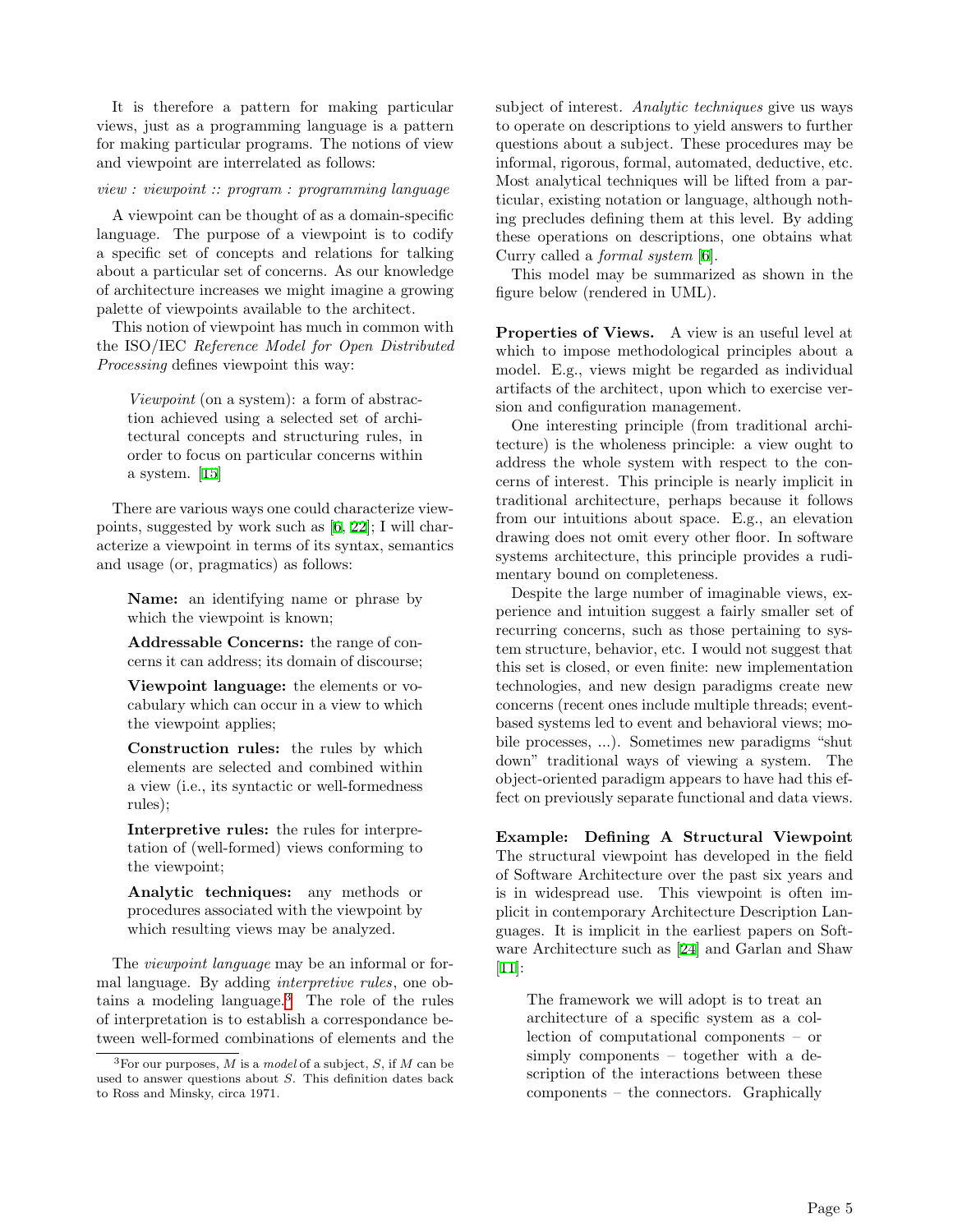It is therefore a pattern for making particular views, just as a programming language is a pattern for making particular programs. The notions of view and viewpoint are interrelated as follows:

*view : viewpoint :: program : programming language*

A viewpoint can be thought of as a domain-specific language. The purpose of a viewpoint is to codify a specific set of concepts and relations for talking about a particular set of concerns. As our knowledge of architecture increases we might imagine a growing palette of viewpoints available to the architect.

This notion of viewpoint has much in common with the ISO/IEC *Reference Model for Open Distributed Processing* defines viewpoint this way:

> *Viewpoint* (on a system): a form of abstraction achieved using a selected set of architectural concepts and structuring rules, in order to focus on particular concerns within a system. [15]

There are various ways one could characterize viewpoints, suggested by work such as [6, 22]; I will characterize a viewpoint in terms of its syntax, semantics and usage (or, pragmatics) as follows:

> **Name:** an identifying name or phrase by which the viewpoint is known;
>
> **Addressable Concerns:** the range of concerns it can address; its domain of discourse;
>
> **Viewpoint language:** the elements or vocabulary which can occur in a view to which the viewpoint applies;
>
> **Construction rules:** the rules by which elements are selected and combined within a view (i.e., its syntactic or well-formedness rules);
>
> **Interpretive rules:** the rules for interpretation of (well-formed) views conforming to the viewpoint;
>
> **Analytic techniques:** any methods or procedures associated with the viewpoint by which resulting views may be analyzed.

The *viewpoint language* may be an informal or formal language. By adding *interpretive rules*, one obtains a modeling language.[3] The role of the rules of interpretation is to establish a correspondance between well-formed combinations of elements and the subject of interest. *Analytic techniques* give us ways to operate on descriptions to yield answers to further questions about a subject. These procedures may be informal, rigorous, formal, automated, deductive, etc. Most analytical techniques will be lifted from a particular, existing notation or language, although nothing precludes defining them at this level. By adding these operations on descriptions, one obtains what Curry called a *formal system* [6].

This model may be summarized as shown in the figure below (rendered in UML).

**Properties of Views.** A view is an useful level at which to impose methodological principles about a model. E.g., views might be regarded as individual artifacts of the architect, upon which to exercise version and configuration management.

One interesting principle (from traditional architecture) is the wholeness principle: a view ought to address the whole system with respect to the concerns of interest. This principle is nearly implicit in traditional architecture, perhaps because it follows from our intuitions about space. E.g., an elevation drawing does not omit every other floor. In software systems architecture, this principle provides a rudimentary bound on completeness.

Despite the large number of imaginable views, experience and intuition suggest a fairly smaller set of recurring concerns, such as those pertaining to system structure, behavior, etc. I would not suggest that this set is closed, or even finite: new implementation technologies, and new design paradigms create new concerns (recent ones include multiple threads; event-based systems led to event and behavioral views; mobile processes, ...). Sometimes new paradigms "shut down" traditional ways of viewing a system. The object-oriented paradigm appears to have had this effect on previously separate functional and data views.

**Example: Defining A Structural Viewpoint** The structural viewpoint has developed in the field of Software Architecture over the past six years and is in widespread use. This viewpoint is often implicit in contemporary Architecture Description Languages. It is implicit in the earliest papers on Software Architecture such as [24] and Garlan and Shaw [11]:

> The framework we will adopt is to treat an architecture of a specific system as a collection of computational components – or simply components – together with a description of the interactions between these components – the connectors. Graphically

[3] For our purposes, $M$ is a *model* of a subject, $S$, if $M$ can be used to answer questions about $S$. This definition dates back to Ross and Minsky, circa 1971.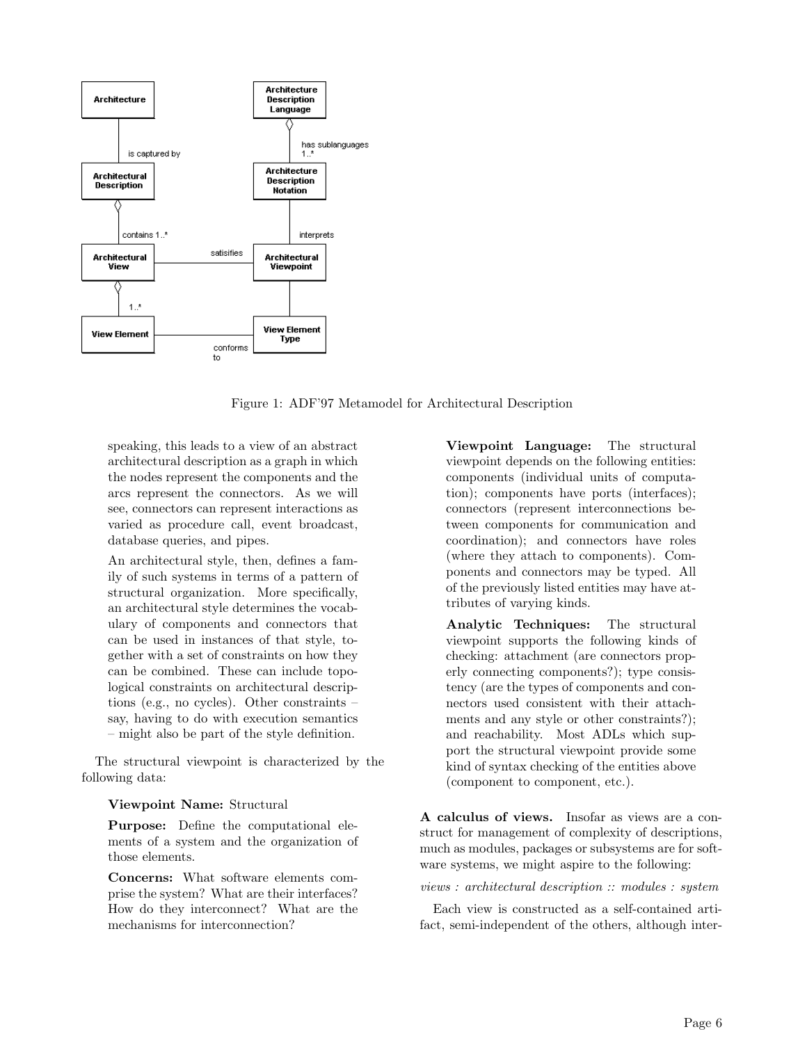Figure 1: ADF'97 Metamodel for Architectural Description

speaking, this leads to a view of an abstract architectural description as a graph in which the nodes represent the components and the arcs represent the connectors. As we will see, connectors can represent interactions as varied as procedure call, event broadcast, database queries, and pipes.

An architectural style, then, defines a family of such systems in terms of a pattern of structural organization. More specifically, an architectural style determines the vocabulary of components and connectors that can be used in instances of that style, together with a set of constraints on how they can be combined. These can include topological constraints on architectural descriptions (e.g., no cycles). Other constraints – say, having to do with execution semantics – might also be part of the style definition.

The structural viewpoint is characterized by the following data:

**Viewpoint Name:** Structural

**Purpose:** Define the computational elements of a system and the organization of those elements.

**Concerns:** What software elements comprise the system? What are their interfaces? How do they interconnect? What are the mechanisms for interconnection?

**Viewpoint Language:** The structural viewpoint depends on the following entities: components (individual units of computation); components have ports (interfaces); connectors (represent interconnections between components for communication and coordination); and connectors have roles (where they attach to components). Components and connectors may be typed. All of the previously listed entities may have attributes of varying kinds.

**Analytic Techniques:** The structural viewpoint supports the following kinds of checking: attachment (are connectors properly connecting components?); type consistency (are the types of components and connectors used consistent with their attachments and any style or other constraints?); and reachability. Most ADLs which support the structural viewpoint provide some kind of syntax checking of the entities above (component to component, etc.).

**A calculus of views.** Insofar as views are a construct for management of complexity of descriptions, much as modules, packages or subsystems are for software systems, we might aspire to the following:

*views : architectural description :: modules : system*

Each view is constructed as a self-contained artifact, semi-independent of the others, although inter-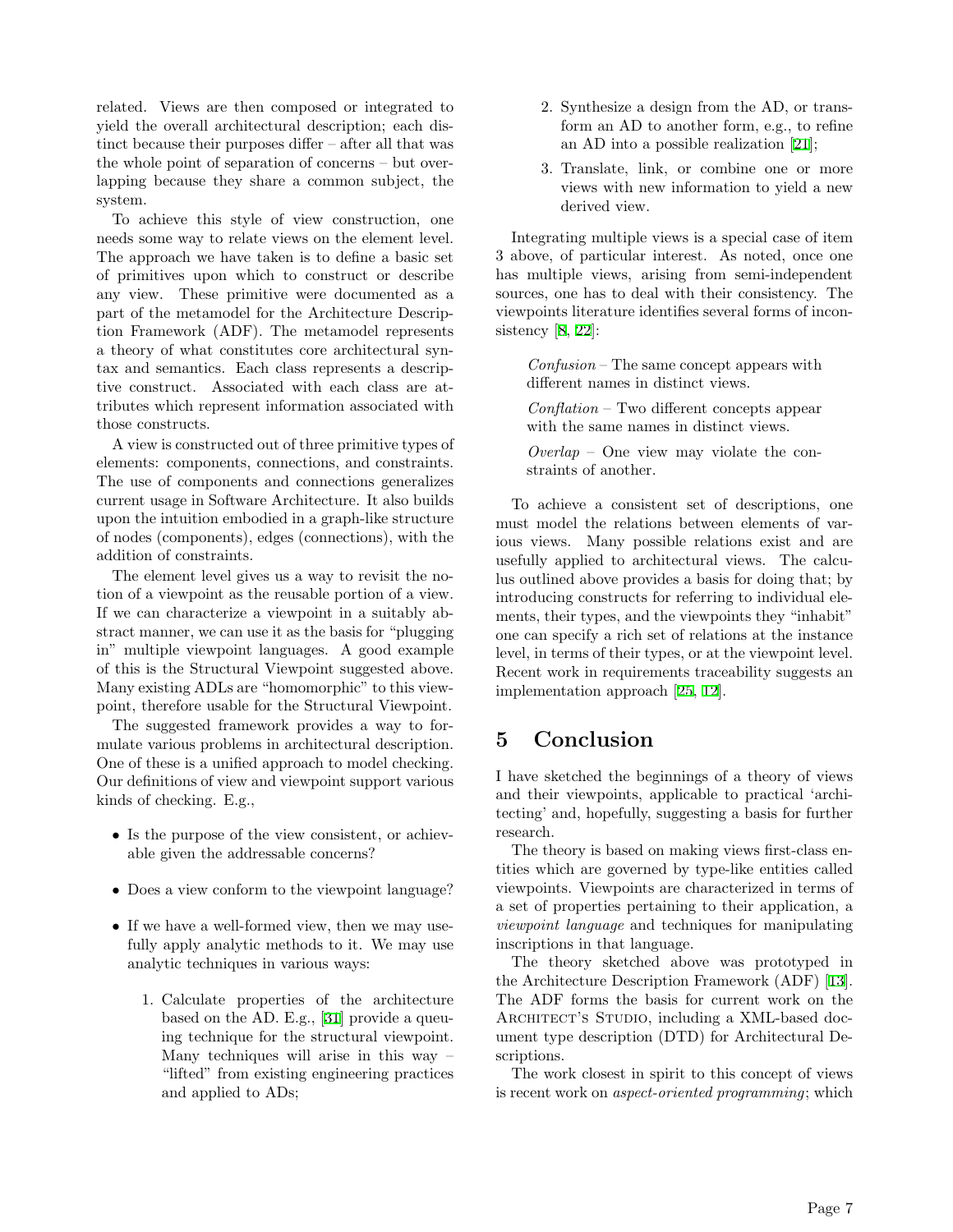related. Views are then composed or integrated to yield the overall architectural description; each distinct because their purposes differ – after all that was the whole point of separation of concerns – but overlapping because they share a common subject, the system.

To achieve this style of view construction, one needs some way to relate views on the element level. The approach we have taken is to define a basic set of primitives upon which to construct or describe any view. These primitive were documented as a part of the metamodel for the Architecture Description Framework (ADF). The metamodel represents a theory of what constitutes core architectural syntax and semantics. Each class represents a descriptive construct. Associated with each class are attributes which represent information associated with those constructs.

A view is constructed out of three primitive types of elements: components, connections, and constraints. The use of components and connections generalizes current usage in Software Architecture. It also builds upon the intuition embodied in a graph-like structure of nodes (components), edges (connections), with the addition of constraints.

The element level gives us a way to revisit the notion of a viewpoint as the reusable portion of a view. If we can characterize a viewpoint in a suitably abstract manner, we can use it as the basis for "plugging in" multiple viewpoint languages. A good example of this is the Structural Viewpoint suggested above. Many existing ADLs are "homomorphic" to this viewpoint, therefore usable for the Structural Viewpoint.

The suggested framework provides a way to formulate various problems in architectural description. One of these is a unified approach to model checking. Our definitions of view and viewpoint support various kinds of checking. E.g.,

- Is the purpose of the view consistent, or achievable given the addressable concerns?
- Does a view conform to the viewpoint language?
- If we have a well-formed view, then we may usefully apply analytic methods to it. We may use analytic techniques in various ways:
  1. Calculate properties of the architecture based on the AD. E.g., [31] provide a queuing technique for the structural viewpoint. Many techniques will arise in this way – "lifted" from existing engineering practices and applied to ADs;
  2. Synthesize a design from the AD, or transform an AD to another form, e.g., to refine an AD into a possible realization [21];
  3. Translate, link, or combine one or more views with new information to yield a new derived view.

Integrating multiple views is a special case of item 3 above, of particular interest. As noted, once one has multiple views, arising from semi-independent sources, one has to deal with their consistency. The viewpoints literature identifies several forms of inconsistency [8, 22]:

> *Confusion* – The same concept appears with different names in distinct views.
>
> *Conflation* – Two different concepts appear with the same names in distinct views.
>
> *Overlap* – One view may violate the constraints of another.

To achieve a consistent set of descriptions, one must model the relations between elements of various views. Many possible relations exist and are usefully applied to architectural views. The calculus outlined above provides a basis for doing that; by introducing constructs for referring to individual elements, their types, and the viewpoints they "inhabit" one can specify a rich set of relations at the instance level, in terms of their types, or at the viewpoint level. Recent work in requirements traceability suggests an implementation approach [25, 12].

# 5 Conclusion

I have sketched the beginnings of a theory of views and their viewpoints, applicable to practical 'architecting' and, hopefully, suggesting a basis for further research.

The theory is based on making views first-class entities which are governed by type-like entities called viewpoints. Viewpoints are characterized in terms of a set of properties pertaining to their application, a *viewpoint language* and techniques for manipulating inscriptions in that language.

The theory sketched above was prototyped in the Architecture Description Framework (ADF) [13]. The ADF forms the basis for current work on the ARCHITECT'S STUDIO, including a XML-based document type description (DTD) for Architectural Descriptions.

The work closest in spirit to this concept of views is recent work on *aspect-oriented programming*; which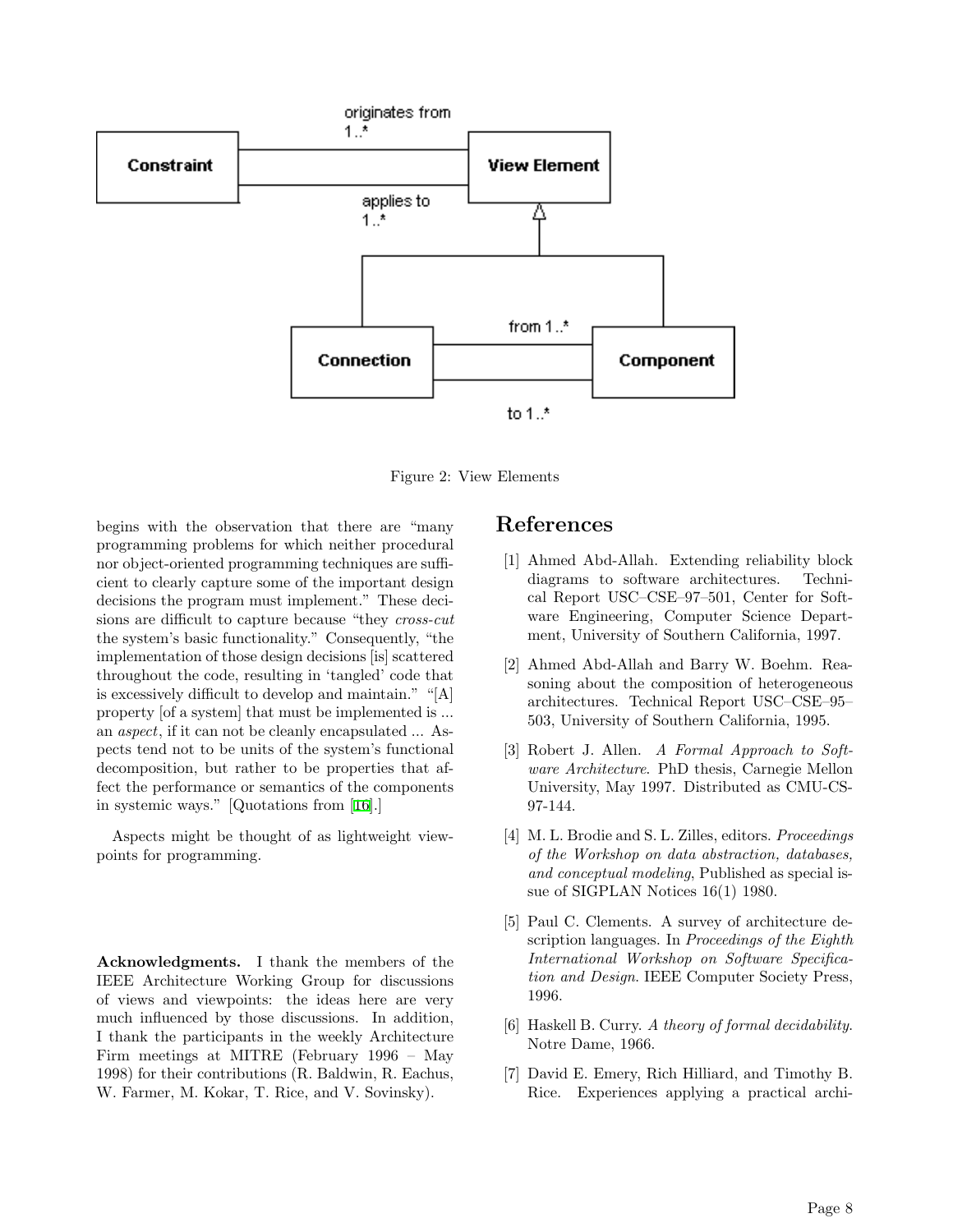Figure 2: View Elements

begins with the observation that there are "many programming problems for which neither procedural nor object-oriented programming techniques are sufficient to clearly capture some of the important design decisions the program must implement." These decisions are difficult to capture because "they *cross-cut* the system's basic functionality." Consequently, "the implementation of those design decisions [is] scattered throughout the code, resulting in 'tangled' code that is excessively difficult to develop and maintain." "[A] property [of a system] that must be implemented is ... an *aspect*, if it can not be cleanly encapsulated ... Aspects tend not to be units of the system's functional decomposition, but rather to be properties that affect the performance or semantics of the components in systemic ways." [Quotations from [16].]

Aspects might be thought of as lightweight viewpoints for programming.

**Acknowledgments.** I thank the members of the IEEE Architecture Working Group for discussions of views and viewpoints: the ideas here are very much influenced by those discussions. In addition, I thank the participants in the weekly Architecture Firm meetings at MITRE (February 1996 – May 1998) for their contributions (R. Baldwin, R. Eachus, W. Farmer, M. Kokar, T. Rice, and V. Sovinsky).

# References

[1] Ahmed Abd-Allah. Extending reliability block diagrams to software architectures. Technical Report USC–CSE–97–501, Center for Software Engineering, Computer Science Department, University of Southern California, 1997.

[2] Ahmed Abd-Allah and Barry W. Boehm. Reasoning about the composition of heterogeneous architectures. Technical Report USC–CSE–95–503, University of Southern California, 1995.

[3] Robert J. Allen. *A Formal Approach to Software Architecture*. PhD thesis, Carnegie Mellon University, May 1997. Distributed as CMU-CS-97-144.

[4] M. L. Brodie and S. L. Zilles, editors. *Proceedings of the Workshop on data abstraction, databases, and conceptual modeling*, Published as special issue of SIGPLAN Notices 16(1) 1980.

[5] Paul C. Clements. A survey of architecture description languages. In *Proceedings of the Eighth International Workshop on Software Specification and Design*. IEEE Computer Society Press, 1996.

[6] Haskell B. Curry. *A theory of formal decidability*. Notre Dame, 1966.

[7] David E. Emery, Rich Hilliard, and Timothy B. Rice. Experiences applying a practical archi-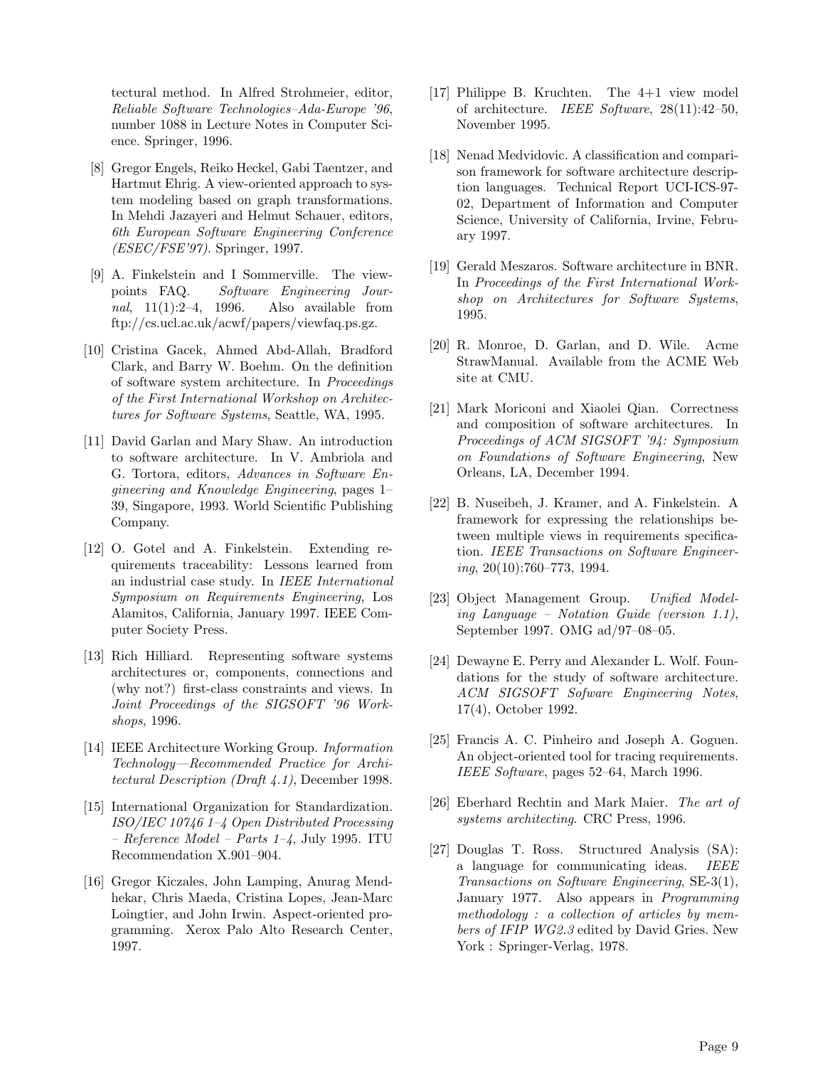tectural method. In Alfred Strohmeier, editor, *Reliable Software Technologies–Ada-Europe '96*, number 1088 in Lecture Notes in Computer Science. Springer, 1996.

[8] Gregor Engels, Reiko Heckel, Gabi Taentzer, and Hartmut Ehrig. A view-oriented approach to system modeling based on graph transformations. In Mehdi Jazayeri and Helmut Schauer, editors, *6th European Software Engineering Conference (ESEC/FSE'97)*. Springer, 1997.

[9] A. Finkelstein and I Sommerville. The viewpoints FAQ. *Software Engineering Journal*, 11(1):2–4, 1996. Also available from ftp://cs.ucl.ac.uk/acwf/papers/viewfaq.ps.gz.

[10] Cristina Gacek, Ahmed Abd-Allah, Bradford Clark, and Barry W. Boehm. On the definition of software system architecture. In *Proceedings of the First International Workshop on Architectures for Software Systems*, Seattle, WA, 1995.

[11] David Garlan and Mary Shaw. An introduction to software architecture. In V. Ambriola and G. Tortora, editors, *Advances in Software Engineering and Knowledge Engineering*, pages 1–39, Singapore, 1993. World Scientific Publishing Company.

[12] O. Gotel and A. Finkelstein. Extending requirements traceability: Lessons learned from an industrial case study. In *IEEE International Symposium on Requirements Engineering*, Los Alamitos, California, January 1997. IEEE Computer Society Press.

[13] Rich Hilliard. Representing software systems architectures or, components, connections and (why not?) first-class constraints and views. In *Joint Proceedings of the SIGSOFT '96 Workshops*, 1996.

[14] IEEE Architecture Working Group. *Information Technology—Recommended Practice for Architectural Description (Draft 4.1)*, December 1998.

[15] International Organization for Standardization. *ISO/IEC 10746 1–4 Open Distributed Processing – Reference Model – Parts 1–4*, July 1995. ITU Recommendation X.901–904.

[16] Gregor Kiczales, John Lamping, Anurag Mendhekar, Chris Maeda, Cristina Lopes, Jean-Marc Loingtier, and John Irwin. Aspect-oriented programming. Xerox Palo Alto Research Center, 1997.

[17] Philippe B. Kruchten. The 4+1 view model of architecture. *IEEE Software*, 28(11):42–50, November 1995.

[18] Nenad Medvidovic. A classification and comparison framework for software architecture description languages. Technical Report UCI-ICS-97-02, Department of Information and Computer Science, University of California, Irvine, February 1997.

[19] Gerald Meszaros. Software architecture in BNR. In *Proceedings of the First International Workshop on Architectures for Software Systems*, 1995.

[20] R. Monroe, D. Garlan, and D. Wile. Acme StrawManual. Available from the ACME Web site at CMU.

[21] Mark Moriconi and Xiaolei Qian. Correctness and composition of software architectures. In *Proceedings of ACM SIGSOFT '94: Symposium on Foundations of Software Engineering*, New Orleans, LA, December 1994.

[22] B. Nuseibeh, J. Kramer, and A. Finkelstein. A framework for expressing the relationships between multiple views in requirements specification. *IEEE Transactions on Software Engineering*, 20(10):760–773, 1994.

[23] Object Management Group. *Unified Modeling Language – Notation Guide (version 1.1)*, September 1997. OMG ad/97–08–05.

[24] Dewayne E. Perry and Alexander L. Wolf. Foundations for the study of software architecture. *ACM SIGSOFT Sofware Engineering Notes*, 17(4), October 1992.

[25] Francis A. C. Pinheiro and Joseph A. Goguen. An object-oriented tool for tracing requirements. *IEEE Software*, pages 52–64, March 1996.

[26] Eberhard Rechtin and Mark Maier. *The art of systems architecting*. CRC Press, 1996.

[27] Douglas T. Ross. Structured Analysis (SA): a language for communicating ideas. *IEEE Transactions on Software Engineering*, SE-3(1), January 1977. Also appears in *Programming methodology : a collection of articles by members of IFIP WG2.3* edited by David Gries. New York : Springer-Verlag, 1978.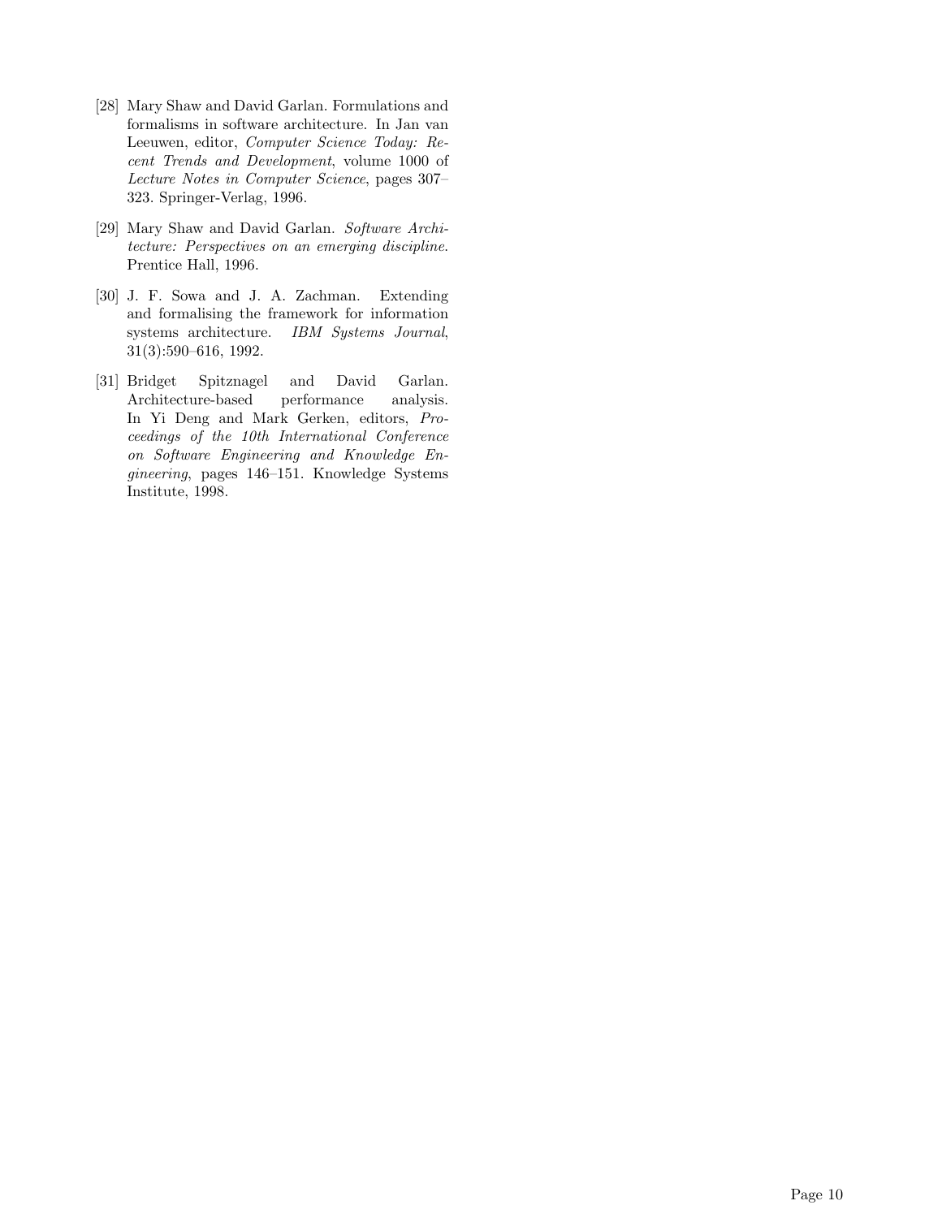[28] Mary Shaw and David Garlan. Formulations and formalisms in software architecture. In Jan van Leeuwen, editor, *Computer Science Today: Recent Trends and Development*, volume 1000 of *Lecture Notes in Computer Science*, pages 307–323. Springer-Verlag, 1996.

[29] Mary Shaw and David Garlan. *Software Architecture: Perspectives on an emerging discipline*. Prentice Hall, 1996.

[30] J. F. Sowa and J. A. Zachman. Extending and formalising the framework for information systems architecture. *IBM Systems Journal*, 31(3):590–616, 1992.

[31] Bridget Spitznagel and David Garlan. Architecture-based performance analysis. In Yi Deng and Mark Gerken, editors, *Proceedings of the 10th International Conference on Software Engineering and Knowledge Engineering*, pages 146–151. Knowledge Systems Institute, 1998.